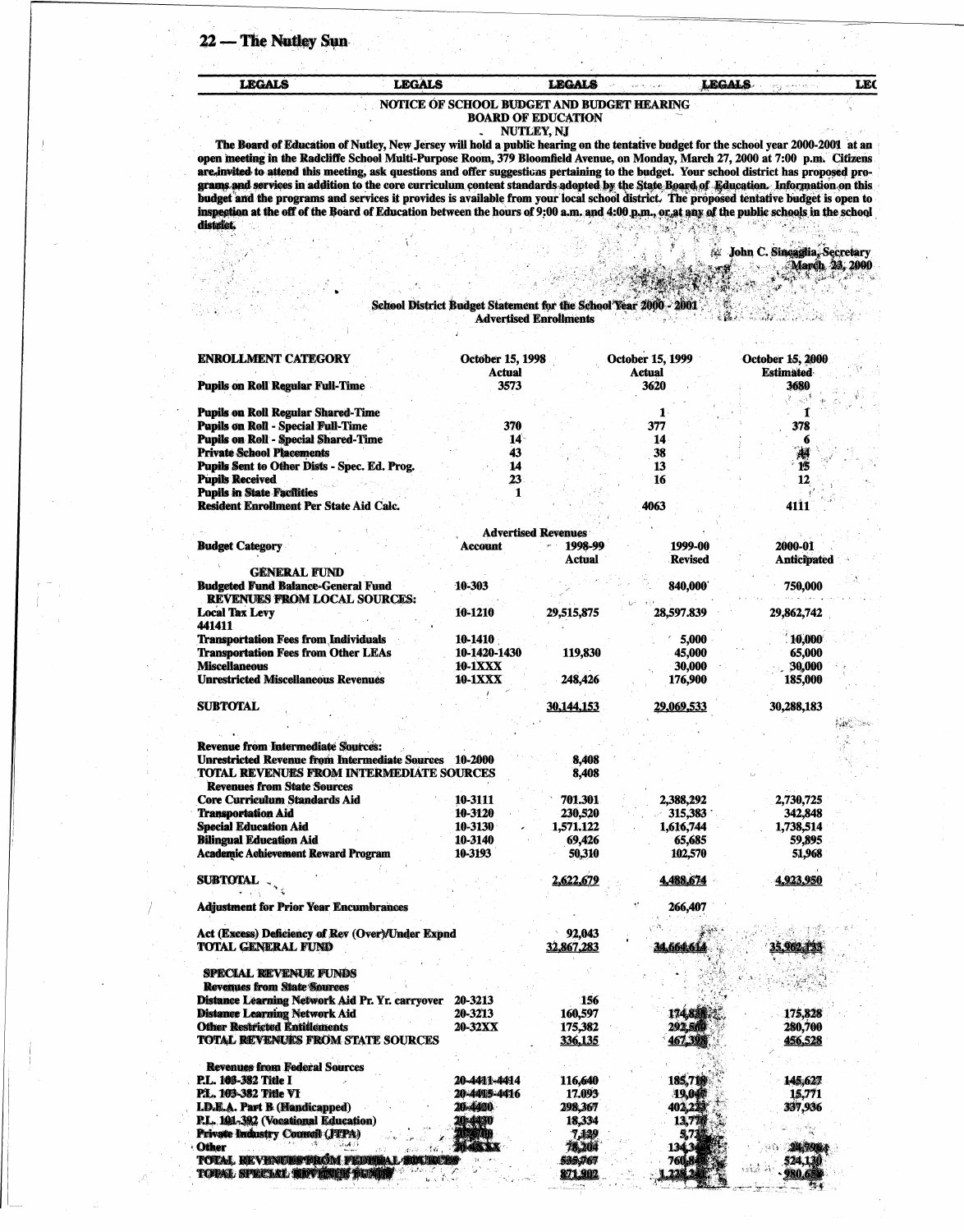LEGALS LEGALS LEGALS LEGALS

## NOTICE OF SCHOOL BUDGET AND BUDGET HEARING
### BOARD OF EDUCATION
### NUTLEY, NJ

The Board of Education of Nutley, New Jersey will hold a public hearing on the tentative budget for the school year 2000-2001 at an open meeting in the Radcliffe School Multi-Purpose Room, 379 Bloomfield Avenue, on Monday, March 27, 2000 at 7:00 p.m. Citizens are invited to attend this meeting, ask questions and offer suggestions pertaining to the budget. Your school district has proposed programs and services in addition to the core curriculum content standards adopted by the State Board of Education. Information on this budget and the programs and services it provides is available from your local school district. The proposed tentative budget is open to inspection at the off of the Board of Education between the hours of 9:00 a.m. and 4:00 p.m., or at any of the public schools in the school district.

John C. Sincaglia, Secretary
March 23, 2000

### School District Budget Statement for the School Year 2000 - 2001
### Advertised Enrollments

| ENROLLMENT CATEGORY | October 15, 1998 Actual | October 15, 1999 Actual | October 15, 2000 Estimated |
|---|---|---|---|
| Pupils on Roll Regular Full-Time | 3573 | 3620 | 3680 |
| Pupils on Roll Regular Shared-Time | | 1 | 1 |
| Pupils on Roll - Special Full-Time | 370 | 377 | 378 |
| Pupils on Roll - Special Shared-Time | 14 | 14 | 6 |
| Private School Placements | 43 | 38 | 44 |
| Pupils Sent to Other Dists - Spec. Ed. Prog. | 14 | 13 | 15 |
| Pupils Received | 23 | 16 | 12 |
| Pupils in State Facilities | 1 | | |
| Resident Enrollment Per State Aid Calc. | | 4063 | 4111 |

### Advertised Revenues

| Budget Category | Account | 1998-99 Actual | 1999-00 Revised | 2000-01 Anticipated |
|---|---|---|---|---|
| **GENERAL FUND** | | | | |
| Budgeted Fund Balance-General Fund | 10-303 | | 840,000 | 750,000 |
| **REVENUES FROM LOCAL SOURCES:** | | | | |
| Local Tax Levy 441411 | 10-1210 | 29,515,875 | 28,597.839 | 29,862,742 |
| Transportation Fees from Individuals | 10-1410 | | 5,000 | 10,000 |
| Transportation Fees from Other LEAs | 10-1420-1430 | 119,830 | 45,000 | 65,000 |
| Miscellaneous | 10-1XXX | | 30,000 | 30,000 |
| Unrestricted Miscellaneous Revenues | 10-1XXX | 248,426 | 176,900 | 185,000 |
| SUBTOTAL | | 30,144,153 | 29,069,533 | 30,288,183 |
| **Revenue from Intermediate Sources:** | | | | |
| Unrestricted Revenue from Intermediate Sources | 10-2000 | 8,408 | | |
| TOTAL REVENUES FROM INTERMEDIATE SOURCES | | 8,408 | | |
| **Revenues from State Sources** | | | | |
| Core Curriculum Standards Aid | 10-3111 | 701.301 | 2,388,292 | 2,730,725 |
| Transportation Aid | 10-3120 | 230,520 | 315,383 | 342,848 |
| Special Education Aid | 10-3130 | 1,571.122 | 1,616,744 | 1,738,514 |
| Bilingual Education Aid | 10-3140 | 69,426 | 65,685 | 59,895 |
| Academic Achievement Reward Program | 10-3193 | 50,310 | 102,570 | 51,968 |
| SUBTOTAL | | 2,622,679 | 4,488,674 | 4,923,950 |
| Adjustment for Prior Year Encumbrances | | | 266,407 | |
| Act (Excess) Deficiency of Rev (Over)/Under Expnd | | 92,043 | | |
| TOTAL GENERAL FUND | | 32,867,283 | 34,664,614 | 35,962,133 |
| **SPECIAL REVENUE FUNDS** | | | | |
| **Revenues from State Sources** | | | | |
| Distance Learning Network Aid Pr. Yr. carryover | 20-3213 | 156 | | |
| Distance Learning Network Aid | 20-3213 | 160,597 | 174,838 | 175,828 |
| Other Restricted Entitlements | 20-32XX | 175,382 | 292,560 | 280,700 |
| TOTAL REVENUES FROM STATE SOURCES | | 336,135 | 467,398 | 456,528 |
| **Revenues from Federal Sources** | | | | |
| P.L. 103-382 Title I | 20-4411-4414 | 116,640 | 185,719 | 145,627 |
| P.L. 103-382 Title VI | 20-4415-4416 | 17.093 | 19,047 | 15,771 |
| I.D.E.A. Part B (Handicapped) | 20-4420 | 298,367 | 402,223 | 337,936 |
| P.L. 101-392 (Vocational Education) | 20-4430 | 18,334 | 13,770 | |
| Private Industry Council (JTPA) | 20-4780 | 7,129 | 5,71 | |
| Other | 20-45XX | 78,204 | 134,3 | 24,796 |
| TOTAL REVENUES FROM FEDERAL SOURCES | | 535,767 | 760,8 | 524,130 |
| TOTAL SPECIAL REVENUE FUNDS | | 871,902 | 1,228,2 | 980,658 |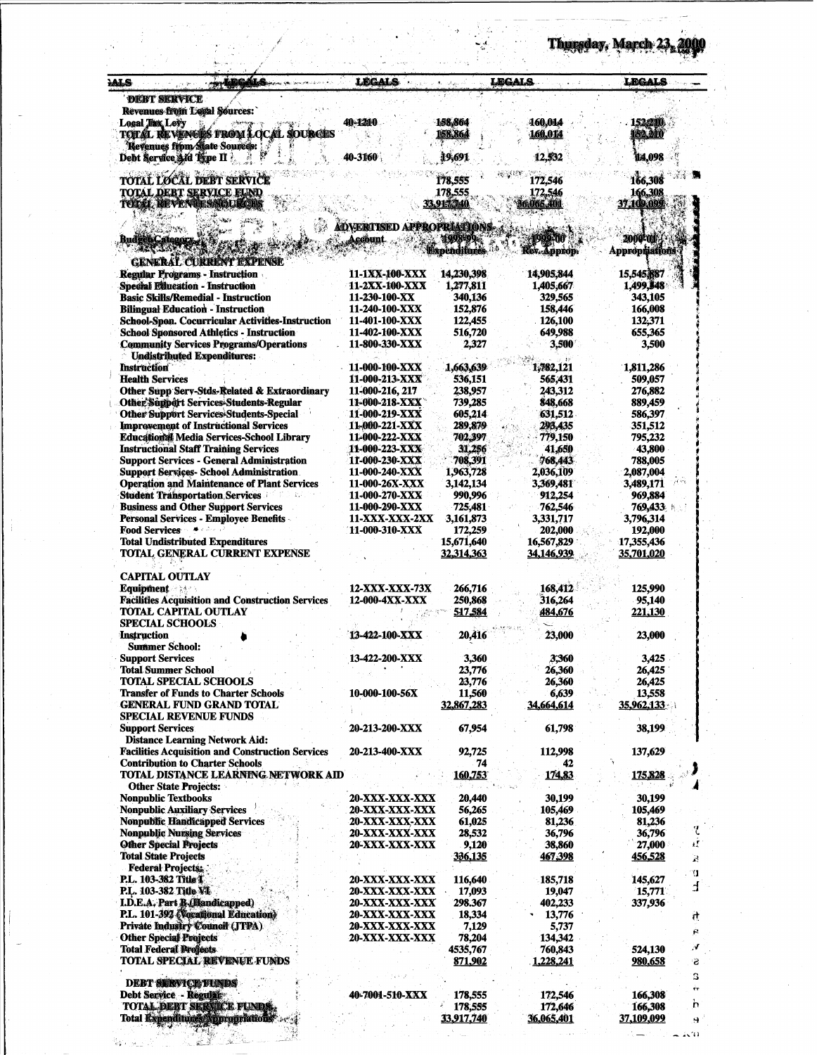| DEBT SERVICE | | | | |
|---|---|---|---|---|
| Revenues from Local Sources: | | | | |
| Local Tax Levy | 40-1210 | 158,864 | 160,014 | 152,210 |
| TOTAL REVENUES FROM LOCAL SOURCES | | 158,864 | 160,014 | 152,210 |
| Revenues from State Sources: | | | | |
| Debt Service Aid Type II | 40-3160 | 19,691 | 12,532 | 14,098 |
| TOTAL LOCAL DEBT SERVICE | | 178,555 | 172,546 | 166,308 |
| TOTAL DEBT SERVICE FUND | | 178,555 | 172,546 | 166,308 |
| TOTAL REVENUES/SOURCES | | 33,917,740 | 36,065,401 | 37,109,099 |

**ADVERTISED APPROPRIATIONS**

| Budget Category | Account | 1998-99 Expenditures | 1999-00 Rev. Approp. | 2000-01 Appropriations |
|---|---|---|---|---|
| **GENERAL CURRENT EXPENSE** | | | | |
| Regular Programs - Instruction | 11-1XX-100-XXX | 14,230,398 | 14,905,844 | 15,545,887 |
| Special Education - Instruction | 11-2XX-100-XXX | 1,277,811 | 1,405,667 | 1,499,848 |
| Basic Skills/Remedial - Instruction | 11-230-100-XX | 340,136 | 329,565 | 343,105 |
| Bilingual Education - Instruction | 11-240-100-XXX | 152,876 | 158,446 | 166,008 |
| School-Spon. Cocurricular Activities-Instruction | 11-401-100-XXX | 122,455 | 126,100 | 132,371 |
| School Sponsored Athletics - Instruction | 11-402-100-XXX | 516,720 | 649,988 | 655,365 |
| Community Services Programs/Operations | 11-800-330-XXX | 2,327 | 3,500 | 3,500 |
| Undistributed Expenditures: | | | | |
| Instruction | 11-000-100-XXX | 1,663,639 | 1,782,121 | 1,811,286 |
| Health Services | 11-000-213-XXX | 536,151 | 565,431 | 509,057 |
| Other Supp Serv-Stds-Related & Extraordinary | 11-000-216, 217 | 238,957 | 243,312 | 276,882 |
| Other Support Services-Students-Regular | 11-000-218-XXX | 739,285 | 848,668 | 889,459 |
| Other Support Services-Students-Special | 11-000-219-XXX | 605,214 | 631,512 | 586,397 |
| Improvement of Instructional Services | 11-000-221-XXX | 289,879 | 293,435 | 351,512 |
| Educational Media Services-School Library | 11-000-222-XXX | 702,397 | 779,150 | 795,232 |
| Instructional Staff Training Services | 11-000-223-XXX | 31,256 | 41,650 | 43,800 |
| Support Services - General Administration | 11-000-230-XXX | 708,391 | 768,443 | 788,005 |
| Support Services- School Administration | 11-000-240-XXX | 1,963,728 | 2,036,109 | 2,087,004 |
| Operation and Maintenance of Plant Services | 11-000-26X-XXX | 3,142,134 | 3,369,481 | 3,489,171 |
| Student Transportation Services | 11-000-270-XXX | 990,996 | 912,254 | 969,884 |
| Business and Other Support Services | 11-000-290-XXX | 725,481 | 762,546 | 769,433 |
| Personal Services - Employee Benefits | 11-XXX-XXX-2XX | 3,161,873 | 3,331,717 | 3,796,314 |
| Food Services | 11-000-310-XXX | 172,259 | 202,000 | 192,000 |
| Total Undistributed Expenditures | | 15,671,640 | 16,567,829 | 17,355,436 |
| TOTAL GENERAL CURRENT EXPENSE | | 32,314,363 | 34,146,939 | 35,701,020 |
| **CAPITAL OUTLAY** | | | | |
| Equipment | 12-XXX-XXX-73X | 266,716 | 168,412 | 125,990 |
| Facilities Acquisition and Construction Services | 12-000-4XX-XXX | 250,868 | 316,264 | 95,140 |
| TOTAL CAPITAL OUTLAY | | 517,584 | 484,676 | 221,130 |
| **SPECIAL SCHOOLS** | | | | |
| Instruction | 13-422-100-XXX | 20,416 | 23,000 | 23,000 |
| Summer School: | | | | |
| Support Services | 13-422-200-XXX | 3,360 | 3,360 | 3,425 |
| Total Summer School | | 23,776 | 26,360 | 26,425 |
| TOTAL SPECIAL SCHOOLS | | 23,776 | 26,360 | 26,425 |
| Transfer of Funds to Charter Schools | 10-000-100-56X | 11,560 | 6,639 | 13,558 |
| GENERAL FUND GRAND TOTAL | | 32,867,283 | 34,664,614 | 35,962,133 |
| **SPECIAL REVENUE FUNDS** | | | | |
| Support Services | 20-213-200-XXX | 67,954 | 61,798 | 38,199 |
| Distance Learning Network Aid: | | | | |
| Facilities Acquisition and Construction Services | 20-213-400-XXX | 92,725 | 112,998 | 137,629 |
| Contribution to Charter Schools | | 74 | 42 | |
| TOTAL DISTANCE LEARNING NETWORK AID | | 160,753 | 174,83 | 175,828 |
| Other State Projects: | | | | |
| Nonpublic Textbooks | 20-XXX-XXX-XXX | 20,440 | 30,199 | 30,199 |
| Nonpublic Auxiliary Services | 20-XXX-XXX-XXX | 56,265 | 105,469 | 105,469 |
| Nonpublic Handicapped Services | 20-XXX-XXX-XXX | 61,025 | 81,236 | 81,236 |
| Nonpublic Nursing Services | 20-XXX-XXX-XXX | 28,532 | 36,796 | 36,796 |
| Other Special Projects | 20-XXX-XXX-XXX | 9,120 | 38,860 | 27,000 |
| Total State Projects | | 336,135 | 467,398 | 456,528 |
| Federal Projects: | | | | |
| P.L. 103-382 Title I | 20-XXX-XXX-XXX | 116,640 | 185,718 | 145,627 |
| P.L. 103-382 Title VI | 20-XXX-XXX-XXX | 17,093 | 19,047 | 15,771 |
| I.D.E.A. Part B (Handicapped) | 20-XXX-XXX-XXX | 298,367 | 402,233 | 337,936 |
| P.L. 101-392 (Vocational Education) | 20-XXX-XXX-XXX | 18,334 | 13,776 | |
| Private Industry Council (JTPA) | 20-XXX-XXX-XXX | 7,129 | 5,737 | |
| Other Special Projects | 20-XXX-XXX-XXX | 78,204 | 134,342 | |
| Total Federal Projects | | 4535,767 | 760,843 | 524,130 |
| TOTAL SPECIAL REVENUE FUNDS | | 871,902 | 1,228,241 | 980,658 |
| **DEBT SERVICE FUNDS** | | | | |
| Debt Service - Regular | 40-7001-510-XXX | 178,555 | 172,546 | 166,308 |
| TOTAL DEBT SERVICE FUNDS | | 178,555 | 172,646 | 166,308 |
| Total Expenditures/Appropriations | | 33,917,740 | 36,065,401 | 37,109,099 |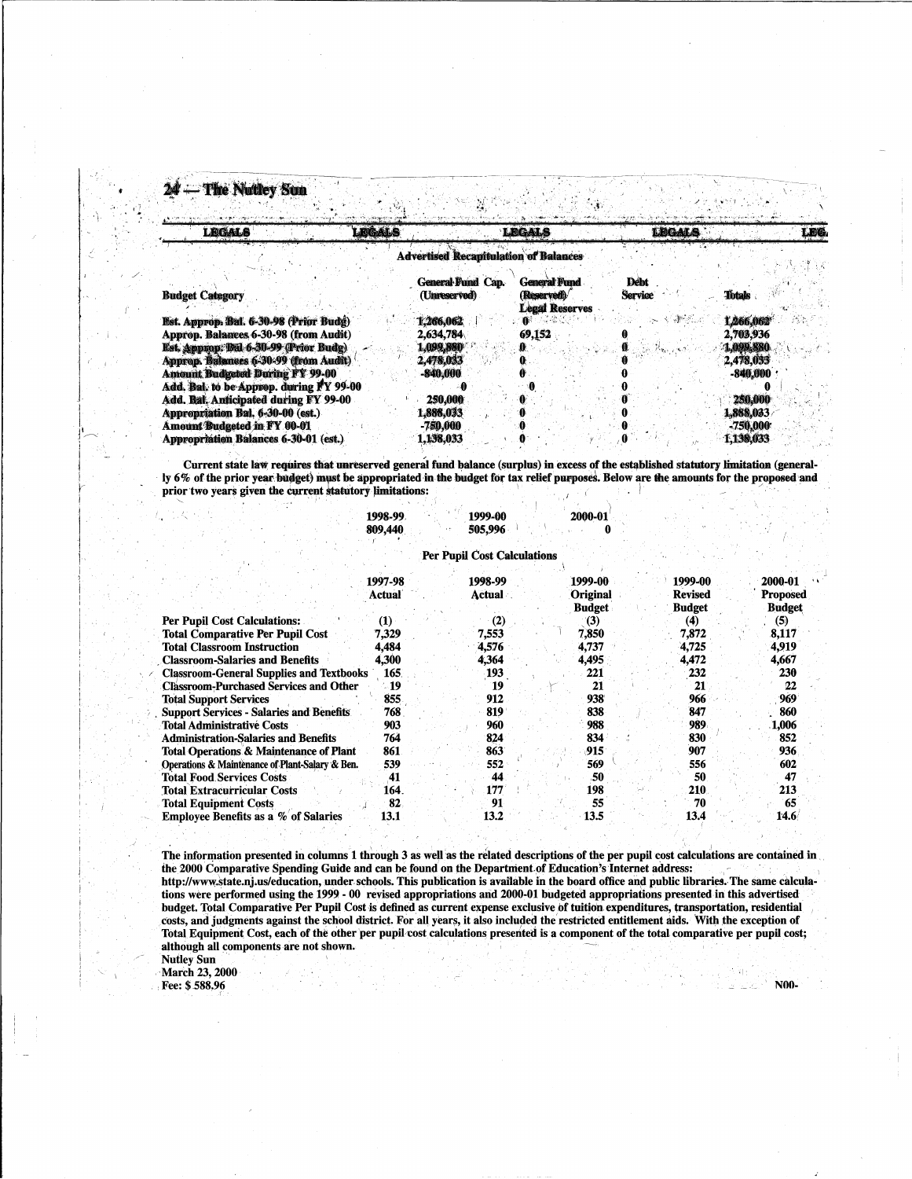LEGALS | LEGALS | LEGALS | LEGALS | LEG.

## Advertised Recapitulation of Balances

| Budget Category | General Fund Cap. (Unreserved) | General Fund (Reserved) Legal Reserves | Debt Service | Totals |
|---|---|---|---|---|
| Est. Approp. Bal. 6-30-98 (Prior Budg) | 1,266,062 | 0 | | 1,266,062 |
| Approp. Balances 6-30-98 (from Audit) | 2,634,784 | 69,152 | 0 | 2,703,936 |
| Est. Approp. Bal 6-30-99 (Prior Budg) | 1,099,880 | 0 | 0 | 1,099,880 |
| Approp. Balances 6-30-99 (from Audit) | 2,478,033 | 0 | 0 | 2,478,033 |
| Amount Budgeted During FY 99-00 | -840,000 | 0 | 0 | -840,000 |
| Add. Bal. to be Approp. during FY 99-00 | 0 | 0 | 0 | 0 |
| Add. Bal. Anticipated during FY 99-00 | 250,000 | 0 | 0 | 250,000 |
| Appropriation Bal. 6-30-00 (est.) | 1,888,033 | 0 | 0 | 1,888,033 |
| Amount Budgeted in FY 00-01 | -750,000 | 0 | 0 | -750,000 |
| Appropriation Balances 6-30-01 (est.) | 1,138,033 | 0 | 0 | 1,138,033 |

**Current state law requires that unreserved general fund balance (surplus) in excess of the established statutory limitation (generally 6% of the prior year budget) must be appropriated in the budget for tax relief purposes. Below are the amounts for the proposed and prior two years given the current statutory limitations:**

| 1998-99 | 1999-00 | 2000-01 |
|---|---|---|
| 809,440 | 505,996 | 0 |

## Per Pupil Cost Calculations

| | 1997-98 Actual | 1998-99 Actual | 1999-00 Original Budget | 1999-00 Revised Budget | 2000-01 Proposed Budget |
|---|---|---|---|---|---|
| **Per Pupil Cost Calculations:** | (1) | (2) | (3) | (4) | (5) |
| **Total Comparative Per Pupil Cost** | 7,329 | 7,553 | 7,850 | 7,872 | 8,117 |
| **Total Classroom Instruction** | 4,484 | 4,576 | 4,737 | 4,725 | 4,919 |
| **Classroom-Salaries and Benefits** | 4,300 | 4,364 | 4,495 | 4,472 | 4,667 |
| **Classroom-General Supplies and Textbooks** | 165 | 193 | 221 | 232 | 230 |
| **Classroom-Purchased Services and Other** | 19 | 19 | 21 | 21 | 22 |
| **Total Support Services** | 855 | 912 | 938 | 966 | 969 |
| **Support Services - Salaries and Benefits** | 768 | 819 | 838 | 847 | 860 |
| **Total Administrative Costs** | 903 | 960 | 988 | 989 | 1,006 |
| **Administration-Salaries and Benefits** | 764 | 824 | 834 | 830 | 852 |
| **Total Operations & Maintenance of Plant** | 861 | 863 | 915 | 907 | 936 |
| **Operations & Maintenance of Plant-Salary & Ben.** | 539 | 552 | 569 | 556 | 602 |
| **Total Food Services Costs** | 41 | 44 | 50 | 50 | 47 |
| **Total Extracurricular Costs** | 164 | 177 | 198 | 210 | 213 |
| **Total Equipment Costs** | 82 | 91 | 55 | 70 | 65 |
| **Employee Benefits as a % of Salaries** | 13.1 | 13.2 | 13.5 | 13.4 | 14.6 |

**The information presented in columns 1 through 3 as well as the related descriptions of the per pupil cost calculations are contained in the 2000 Comparative Spending Guide and can be found on the Department of Education's Internet address: http://www.state.nj.us/education, under schools. This publication is available in the board office and public libraries. The same calculations were performed using the 1999 - 00 revised appropriations and 2000-01 budgeted appropriations presented in this advertised budget. Total Comparative Per Pupil Cost is defined as current expense exclusive of tuition expenditures, transportation, residential costs, and judgments against the school district. For all years, it also included the restricted entitlement aids. With the exception of Total Equipment Cost, each of the other per pupil cost calculations presented is a component of the total comparative per pupil cost; although all components are not shown.**

**Nutley Sun**
**March 23, 2000**
**Fee: $ 588.96**

**N00-**